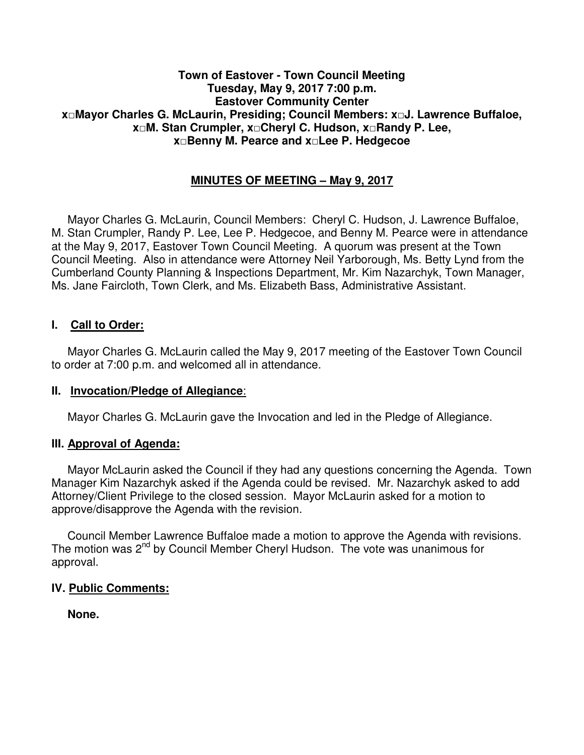**Town of Eastover - Town Council Meeting**
**Tuesday, May 9, 2017 7:00 p.m.**
**Eastover Community Center**
**x□Mayor Charles G. McLaurin, Presiding; Council Members: x□J. Lawrence Buffaloe, x□M. Stan Crumpler, x□Cheryl C. Hudson, x□Randy P. Lee, x□Benny M. Pearce and x□Lee P. Hedgecoe**

## MINUTES OF MEETING – May 9, 2017

Mayor Charles G. McLaurin, Council Members: Cheryl C. Hudson, J. Lawrence Buffaloe, M. Stan Crumpler, Randy P. Lee, Lee P. Hedgecoe, and Benny M. Pearce were in attendance at the May 9, 2017, Eastover Town Council Meeting. A quorum was present at the Town Council Meeting. Also in attendance were Attorney Neil Yarborough, Ms. Betty Lynd from the Cumberland County Planning & Inspections Department, Mr. Kim Nazarchyk, Town Manager, Ms. Jane Faircloth, Town Clerk, and Ms. Elizabeth Bass, Administrative Assistant.

### I. Call to Order:

Mayor Charles G. McLaurin called the May 9, 2017 meeting of the Eastover Town Council to order at 7:00 p.m. and welcomed all in attendance.

### II. Invocation/Pledge of Allegiance:

Mayor Charles G. McLaurin gave the Invocation and led in the Pledge of Allegiance.

### III. Approval of Agenda:

Mayor McLaurin asked the Council if they had any questions concerning the Agenda. Town Manager Kim Nazarchyk asked if the Agenda could be revised. Mr. Nazarchyk asked to add Attorney/Client Privilege to the closed session. Mayor McLaurin asked for a motion to approve/disapprove the Agenda with the revision.

Council Member Lawrence Buffaloe made a motion to approve the Agenda with revisions. The motion was 2nd by Council Member Cheryl Hudson. The vote was unanimous for approval.

### IV. Public Comments:

**None.**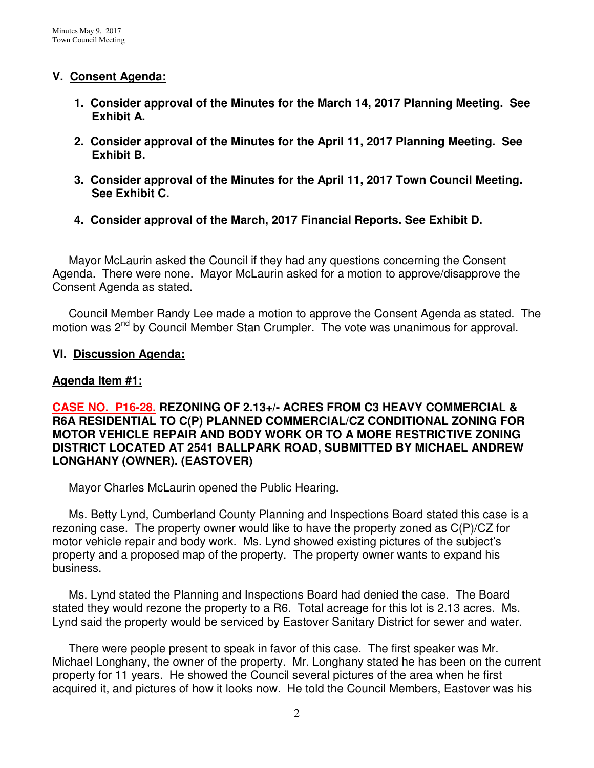## V. Consent Agenda:

1. **Consider approval of the Minutes for the March 14, 2017 Planning Meeting. See Exhibit A.**

2. **Consider approval of the Minutes for the April 11, 2017 Planning Meeting. See Exhibit B.**

3. **Consider approval of the Minutes for the April 11, 2017 Town Council Meeting. See Exhibit C.**

4. **Consider approval of the March, 2017 Financial Reports. See Exhibit D.**

Mayor McLaurin asked the Council if they had any questions concerning the Consent Agenda. There were none. Mayor McLaurin asked for a motion to approve/disapprove the Consent Agenda as stated.

Council Member Randy Lee made a motion to approve the Consent Agenda as stated. The motion was 2nd by Council Member Stan Crumpler. The vote was unanimous for approval.

## VI. Discussion Agenda:

### Agenda Item #1:

**CASE NO. P16-28. REZONING OF 2.13+/- ACRES FROM C3 HEAVY COMMERCIAL & R6A RESIDENTIAL TO C(P) PLANNED COMMERCIAL/CZ CONDITIONAL ZONING FOR MOTOR VEHICLE REPAIR AND BODY WORK OR TO A MORE RESTRICTIVE ZONING DISTRICT LOCATED AT 2541 BALLPARK ROAD, SUBMITTED BY MICHAEL ANDREW LONGHANY (OWNER). (EASTOVER)**

Mayor Charles McLaurin opened the Public Hearing.

Ms. Betty Lynd, Cumberland County Planning and Inspections Board stated this case is a rezoning case. The property owner would like to have the property zoned as C(P)/CZ for motor vehicle repair and body work. Ms. Lynd showed existing pictures of the subject's property and a proposed map of the property. The property owner wants to expand his business.

Ms. Lynd stated the Planning and Inspections Board had denied the case. The Board stated they would rezone the property to a R6. Total acreage for this lot is 2.13 acres. Ms. Lynd said the property would be serviced by Eastover Sanitary District for sewer and water.

There were people present to speak in favor of this case. The first speaker was Mr. Michael Longhany, the owner of the property. Mr. Longhany stated he has been on the current property for 11 years. He showed the Council several pictures of the area when he first acquired it, and pictures of how it looks now. He told the Council Members, Eastover was his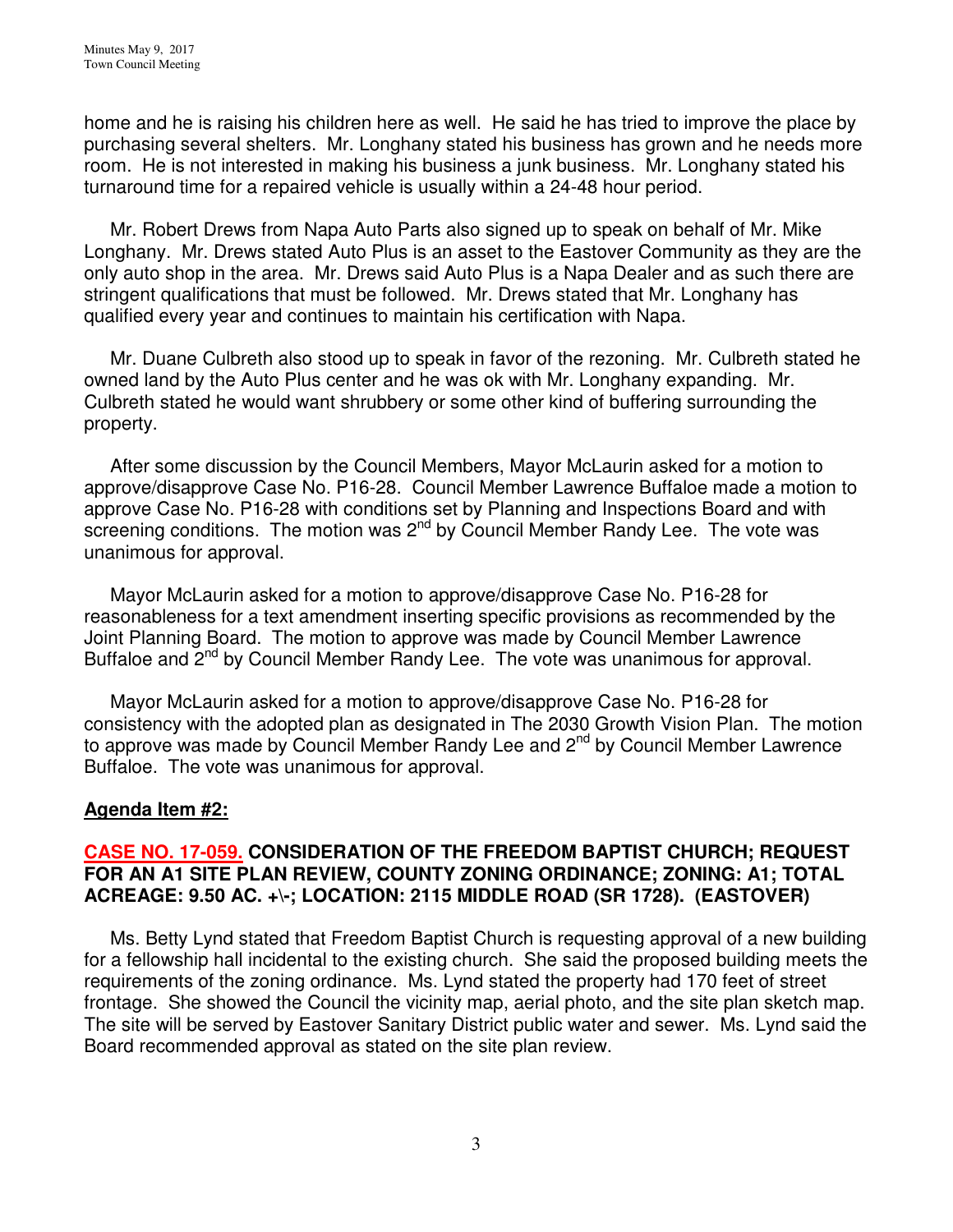home and he is raising his children here as well. He said he has tried to improve the place by purchasing several shelters. Mr. Longhany stated his business has grown and he needs more room. He is not interested in making his business a junk business. Mr. Longhany stated his turnaround time for a repaired vehicle is usually within a 24-48 hour period.

Mr. Robert Drews from Napa Auto Parts also signed up to speak on behalf of Mr. Mike Longhany. Mr. Drews stated Auto Plus is an asset to the Eastover Community as they are the only auto shop in the area. Mr. Drews said Auto Plus is a Napa Dealer and as such there are stringent qualifications that must be followed. Mr. Drews stated that Mr. Longhany has qualified every year and continues to maintain his certification with Napa.

Mr. Duane Culbreth also stood up to speak in favor of the rezoning. Mr. Culbreth stated he owned land by the Auto Plus center and he was ok with Mr. Longhany expanding. Mr. Culbreth stated he would want shrubbery or some other kind of buffering surrounding the property.

After some discussion by the Council Members, Mayor McLaurin asked for a motion to approve/disapprove Case No. P16-28. Council Member Lawrence Buffaloe made a motion to approve Case No. P16-28 with conditions set by Planning and Inspections Board and with screening conditions. The motion was 2nd by Council Member Randy Lee. The vote was unanimous for approval.

Mayor McLaurin asked for a motion to approve/disapprove Case No. P16-28 for reasonableness for a text amendment inserting specific provisions as recommended by the Joint Planning Board. The motion to approve was made by Council Member Lawrence Buffaloe and 2nd by Council Member Randy Lee. The vote was unanimous for approval.

Mayor McLaurin asked for a motion to approve/disapprove Case No. P16-28 for consistency with the adopted plan as designated in The 2030 Growth Vision Plan. The motion to approve was made by Council Member Randy Lee and 2nd by Council Member Lawrence Buffaloe. The vote was unanimous for approval.

**Agenda Item #2:**

**CASE NO. 17-059. CONSIDERATION OF THE FREEDOM BAPTIST CHURCH; REQUEST FOR AN A1 SITE PLAN REVIEW, COUNTY ZONING ORDINANCE; ZONING: A1; TOTAL ACREAGE: 9.50 AC. +\-; LOCATION: 2115 MIDDLE ROAD (SR 1728). (EASTOVER)**

Ms. Betty Lynd stated that Freedom Baptist Church is requesting approval of a new building for a fellowship hall incidental to the existing church. She said the proposed building meets the requirements of the zoning ordinance. Ms. Lynd stated the property had 170 feet of street frontage. She showed the Council the vicinity map, aerial photo, and the site plan sketch map. The site will be served by Eastover Sanitary District public water and sewer. Ms. Lynd said the Board recommended approval as stated on the site plan review.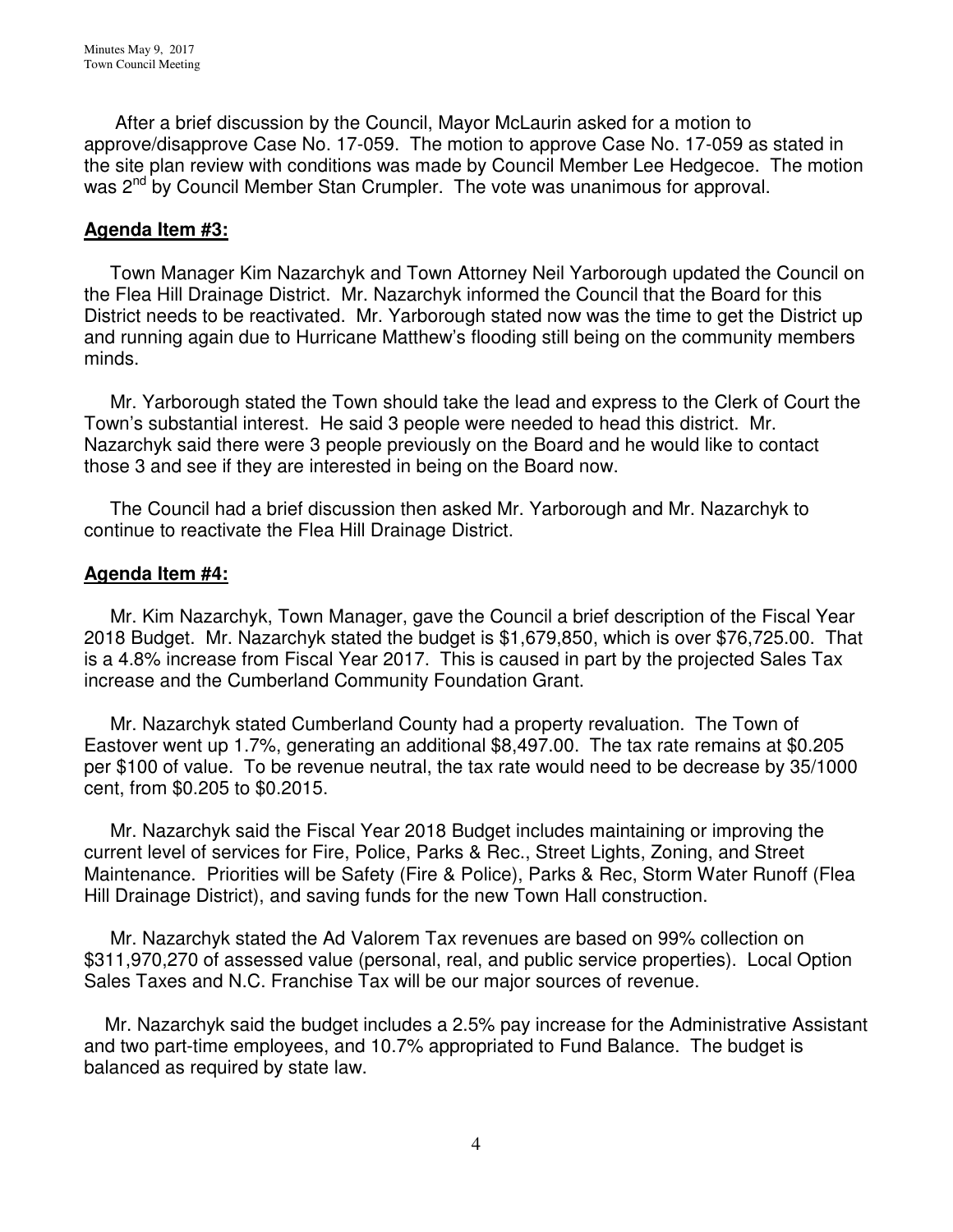After a brief discussion by the Council, Mayor McLaurin asked for a motion to approve/disapprove Case No. 17-059. The motion to approve Case No. 17-059 as stated in the site plan review with conditions was made by Council Member Lee Hedgecoe. The motion was 2nd by Council Member Stan Crumpler. The vote was unanimous for approval.

**Agenda Item #3:**

Town Manager Kim Nazarchyk and Town Attorney Neil Yarborough updated the Council on the Flea Hill Drainage District. Mr. Nazarchyk informed the Council that the Board for this District needs to be reactivated. Mr. Yarborough stated now was the time to get the District up and running again due to Hurricane Matthew's flooding still being on the community members minds.

Mr. Yarborough stated the Town should take the lead and express to the Clerk of Court the Town's substantial interest. He said 3 people were needed to head this district. Mr. Nazarchyk said there were 3 people previously on the Board and he would like to contact those 3 and see if they are interested in being on the Board now.

The Council had a brief discussion then asked Mr. Yarborough and Mr. Nazarchyk to continue to reactivate the Flea Hill Drainage District.

**Agenda Item #4:**

Mr. Kim Nazarchyk, Town Manager, gave the Council a brief description of the Fiscal Year 2018 Budget. Mr. Nazarchyk stated the budget is $1,679,850, which is over $76,725.00. That is a 4.8% increase from Fiscal Year 2017. This is caused in part by the projected Sales Tax increase and the Cumberland Community Foundation Grant.

Mr. Nazarchyk stated Cumberland County had a property revaluation. The Town of Eastover went up 1.7%, generating an additional $8,497.00. The tax rate remains at $0.205 per $100 of value. To be revenue neutral, the tax rate would need to be decrease by 35/1000 cent, from $0.205 to $0.2015.

Mr. Nazarchyk said the Fiscal Year 2018 Budget includes maintaining or improving the current level of services for Fire, Police, Parks & Rec., Street Lights, Zoning, and Street Maintenance. Priorities will be Safety (Fire & Police), Parks & Rec, Storm Water Runoff (Flea Hill Drainage District), and saving funds for the new Town Hall construction.

Mr. Nazarchyk stated the Ad Valorem Tax revenues are based on 99% collection on $311,970,270 of assessed value (personal, real, and public service properties). Local Option Sales Taxes and N.C. Franchise Tax will be our major sources of revenue.

Mr. Nazarchyk said the budget includes a 2.5% pay increase for the Administrative Assistant and two part-time employees, and 10.7% appropriated to Fund Balance. The budget is balanced as required by state law.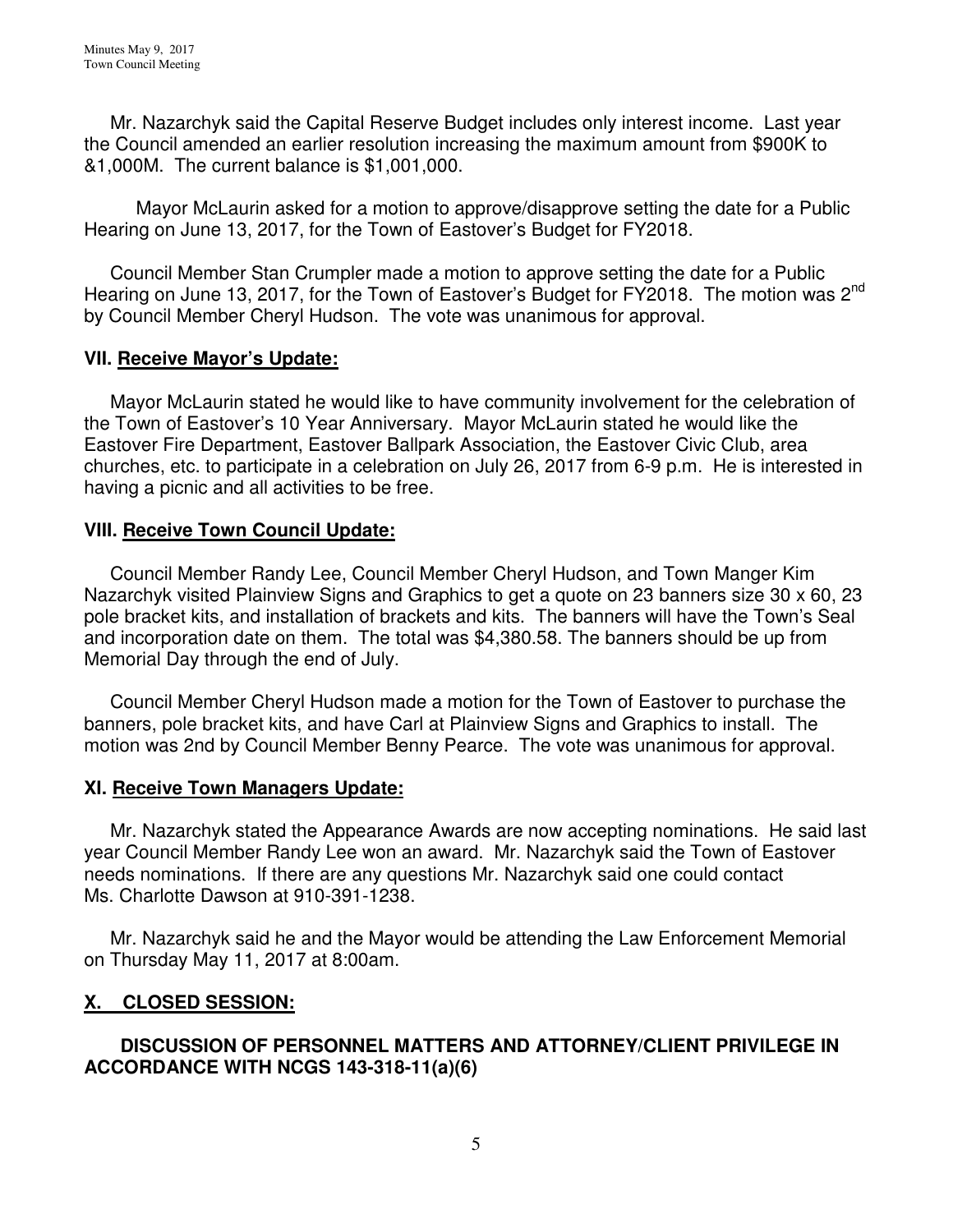Mr. Nazarchyk said the Capital Reserve Budget includes only interest income. Last year the Council amended an earlier resolution increasing the maximum amount from $900K to &1,000M. The current balance is $1,001,000.

Mayor McLaurin asked for a motion to approve/disapprove setting the date for a Public Hearing on June 13, 2017, for the Town of Eastover's Budget for FY2018.

Council Member Stan Crumpler made a motion to approve setting the date for a Public Hearing on June 13, 2017, for the Town of Eastover's Budget for FY2018. The motion was 2nd by Council Member Cheryl Hudson. The vote was unanimous for approval.

## VII. Receive Mayor's Update:

Mayor McLaurin stated he would like to have community involvement for the celebration of the Town of Eastover's 10 Year Anniversary. Mayor McLaurin stated he would like the Eastover Fire Department, Eastover Ballpark Association, the Eastover Civic Club, area churches, etc. to participate in a celebration on July 26, 2017 from 6-9 p.m. He is interested in having a picnic and all activities to be free.

## VIII. Receive Town Council Update:

Council Member Randy Lee, Council Member Cheryl Hudson, and Town Manger Kim Nazarchyk visited Plainview Signs and Graphics to get a quote on 23 banners size 30 x 60, 23 pole bracket kits, and installation of brackets and kits. The banners will have the Town's Seal and incorporation date on them. The total was $4,380.58. The banners should be up from Memorial Day through the end of July.

Council Member Cheryl Hudson made a motion for the Town of Eastover to purchase the banners, pole bracket kits, and have Carl at Plainview Signs and Graphics to install. The motion was 2nd by Council Member Benny Pearce. The vote was unanimous for approval.

## XI. Receive Town Managers Update:

Mr. Nazarchyk stated the Appearance Awards are now accepting nominations. He said last year Council Member Randy Lee won an award. Mr. Nazarchyk said the Town of Eastover needs nominations. If there are any questions Mr. Nazarchyk said one could contact Ms. Charlotte Dawson at 910-391-1238.

Mr. Nazarchyk said he and the Mayor would be attending the Law Enforcement Memorial on Thursday May 11, 2017 at 8:00am.

## X. CLOSED SESSION:

**DISCUSSION OF PERSONNEL MATTERS AND ATTORNEY/CLIENT PRIVILEGE IN ACCORDANCE WITH NCGS 143-318-11(a)(6)**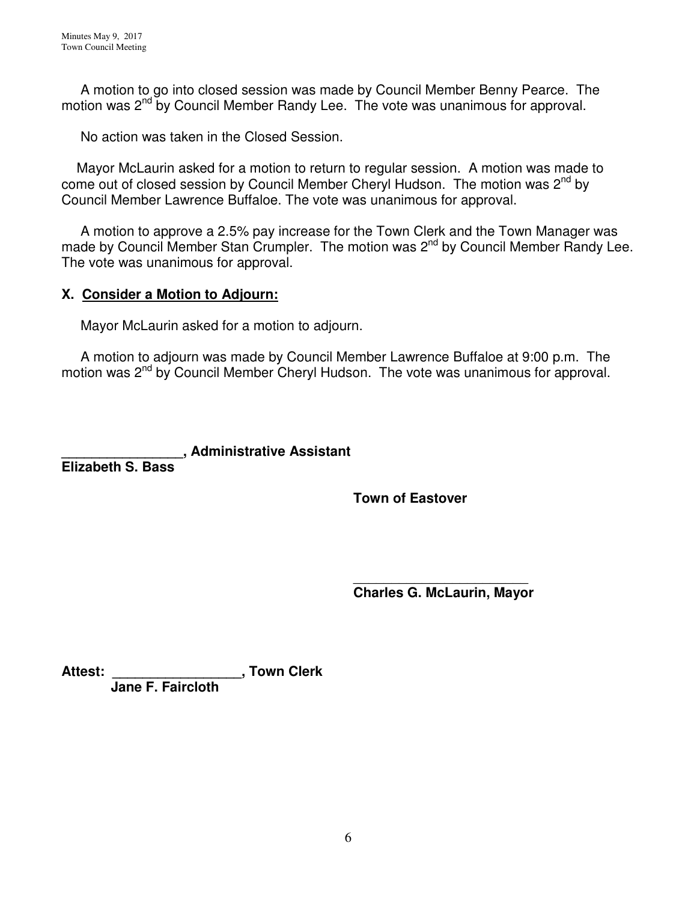A motion to go into closed session was made by Council Member Benny Pearce. The motion was 2nd by Council Member Randy Lee. The vote was unanimous for approval.

No action was taken in the Closed Session.

Mayor McLaurin asked for a motion to return to regular session. A motion was made to come out of closed session by Council Member Cheryl Hudson. The motion was 2nd by Council Member Lawrence Buffaloe. The vote was unanimous for approval.

A motion to approve a 2.5% pay increase for the Town Clerk and the Town Manager was made by Council Member Stan Crumpler. The motion was 2nd by Council Member Randy Lee. The vote was unanimous for approval.

## X. Consider a Motion to Adjourn:

Mayor McLaurin asked for a motion to adjourn.

A motion to adjourn was made by Council Member Lawrence Buffaloe at 9:00 p.m. The motion was 2nd by Council Member Cheryl Hudson. The vote was unanimous for approval.

**________________, Administrative Assistant**
**Elizabeth S. Bass**

**Town of Eastover**

________________________
**Charles G. McLaurin, Mayor**

**Attest: _________________, Town Clerk**
**Jane F. Faircloth**